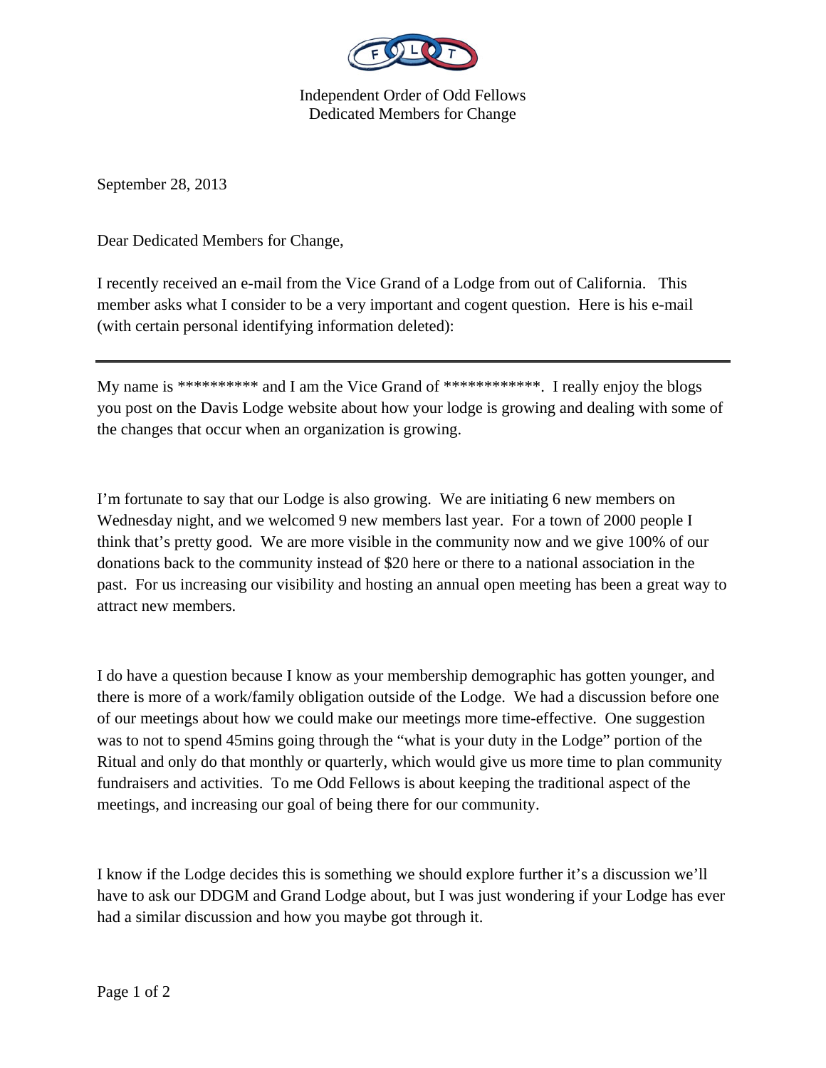Independent Order of Odd Fellows
Dedicated Members for Change

September 28, 2013

Dear Dedicated Members for Change,

I recently received an e-mail from the Vice Grand of a Lodge from out of California. This member asks what I consider to be a very important and cogent question. Here is his e-mail (with certain personal identifying information deleted):

---

My name is ********** and I am the Vice Grand of ************. I really enjoy the blogs you post on the Davis Lodge website about how your lodge is growing and dealing with some of the changes that occur when an organization is growing.

I'm fortunate to say that our Lodge is also growing. We are initiating 6 new members on Wednesday night, and we welcomed 9 new members last year. For a town of 2000 people I think that's pretty good. We are more visible in the community now and we give 100% of our donations back to the community instead of $20 here or there to a national association in the past. For us increasing our visibility and hosting an annual open meeting has been a great way to attract new members.

I do have a question because I know as your membership demographic has gotten younger, and there is more of a work/family obligation outside of the Lodge. We had a discussion before one of our meetings about how we could make our meetings more time-effective. One suggestion was to not to spend 45mins going through the "what is your duty in the Lodge" portion of the Ritual and only do that monthly or quarterly, which would give us more time to plan community fundraisers and activities. To me Odd Fellows is about keeping the traditional aspect of the meetings, and increasing our goal of being there for our community.

I know if the Lodge decides this is something we should explore further it's a discussion we'll have to ask our DDGM and Grand Lodge about, but I was just wondering if your Lodge has ever had a similar discussion and how you maybe got through it.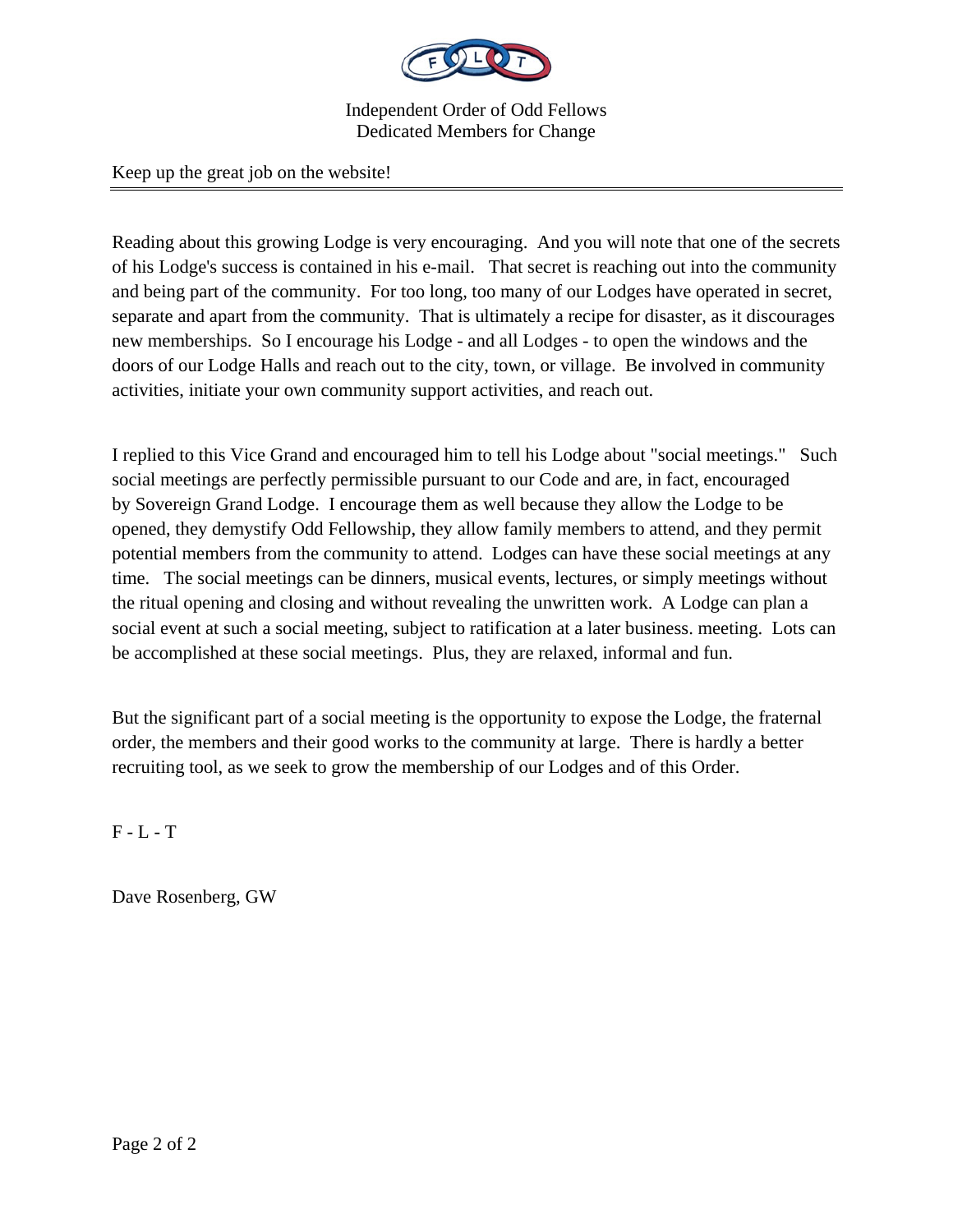Independent Order of Odd Fellows
Dedicated Members for Change

Keep up the great job on the website!

---

Reading about this growing Lodge is very encouraging. And you will note that one of the secrets of his Lodge's success is contained in his e-mail. That secret is reaching out into the community and being part of the community. For too long, too many of our Lodges have operated in secret, separate and apart from the community. That is ultimately a recipe for disaster, as it discourages new memberships. So I encourage his Lodge - and all Lodges - to open the windows and the doors of our Lodge Halls and reach out to the city, town, or village. Be involved in community activities, initiate your own community support activities, and reach out.

I replied to this Vice Grand and encouraged him to tell his Lodge about "social meetings." Such social meetings are perfectly permissible pursuant to our Code and are, in fact, encouraged by Sovereign Grand Lodge. I encourage them as well because they allow the Lodge to be opened, they demystify Odd Fellowship, they allow family members to attend, and they permit potential members from the community to attend. Lodges can have these social meetings at any time. The social meetings can be dinners, musical events, lectures, or simply meetings without the ritual opening and closing and without revealing the unwritten work. A Lodge can plan a social event at such a social meeting, subject to ratification at a later business. meeting. Lots can be accomplished at these social meetings. Plus, they are relaxed, informal and fun.

But the significant part of a social meeting is the opportunity to expose the Lodge, the fraternal order, the members and their good works to the community at large. There is hardly a better recruiting tool, as we seek to grow the membership of our Lodges and of this Order.

F - L - T

Dave Rosenberg, GW